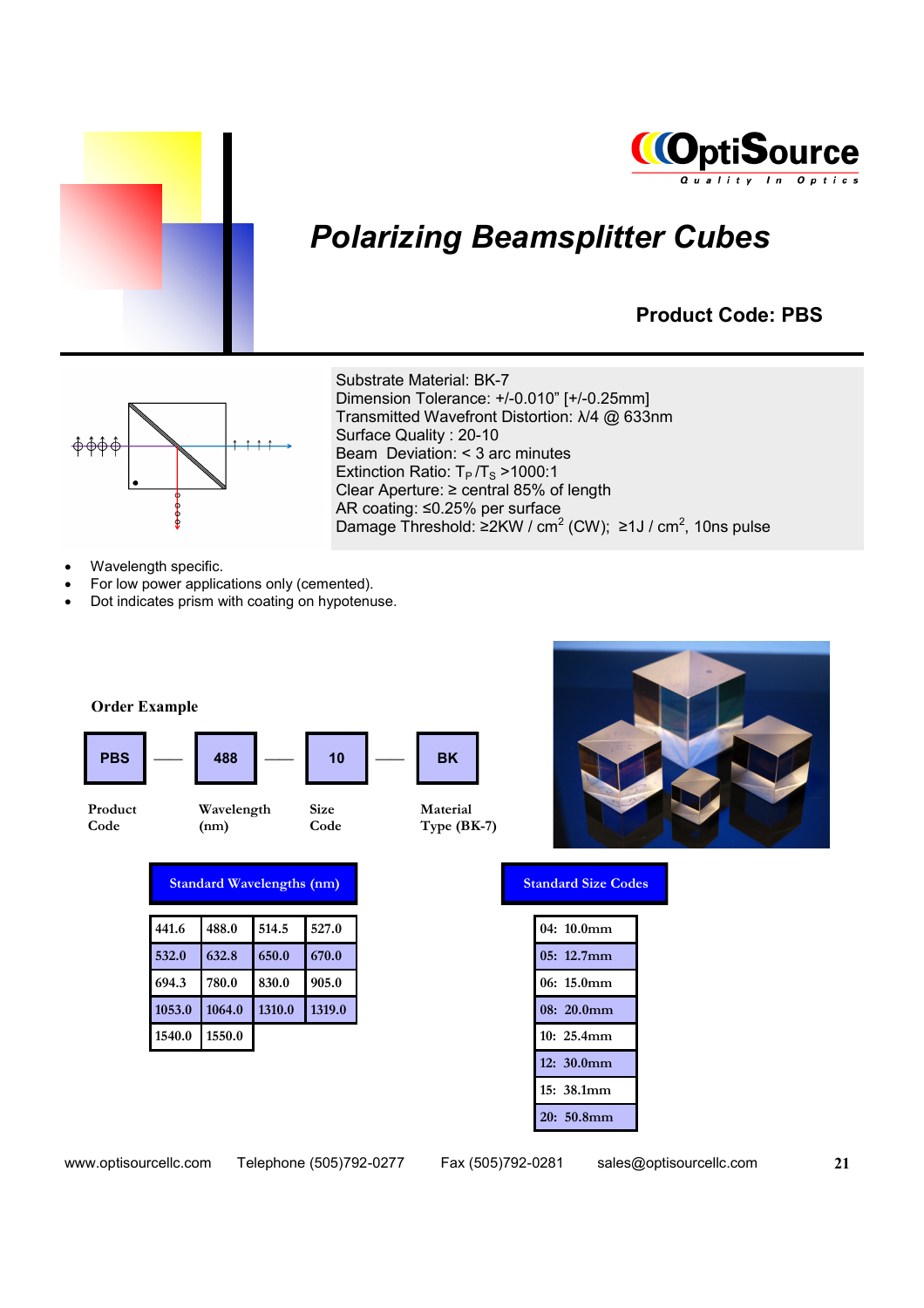**OptiSource**
Quality In Optics

# *Polarizing Beamsplitter Cubes*

**Product Code: PBS**

Substrate Material: BK-7
Dimension Tolerance: +/-0.010" [+/-0.25mm]
Transmitted Wavefront Distortion: λ/4 @ 633nm
Surface Quality : 20-10
Beam Deviation: < 3 arc minutes
Extinction Ratio: $T_P/T_S$ >1000:1
Clear Aperture: ≥ central 85% of length
AR coating: ≤0.25% per surface
Damage Threshold: ≥2KW / $cm^2$ (CW); ≥1J / $cm^2$, 10ns pulse

- Wavelength specific.
- For low power applications only (cemented).
- Dot indicates prism with coating on hypotenuse.

**Order Example**

| PBS | — | 488 | — | 10 | — | BK |
|---|---|---|---|---|---|---|
| Product Code | | Wavelength (nm) | | Size Code | | Material Type (BK-7) |

**Standard Wavelengths (nm)**

| | | | |
|---|---|---|---|
| 441.6 | 488.0 | 514.5 | 527.0 |
| 532.0 | 632.8 | 650.0 | 670.0 |
| 694.3 | 780.0 | 830.0 | 905.0 |
| 1053.0 | 1064.0 | 1310.0 | 1319.0 |
| 1540.0 | 1550.0 | | |

**Standard Size Codes**

| |
|---|
| 04: 10.0mm |
| 05: 12.7mm |
| 06: 15.0mm |
| 08: 20.0mm |
| 10: 25.4mm |
| 12: 30.0mm |
| 15: 38.1mm |
| 20: 50.8mm |

www.optisourcellc.com Telephone (505)792-0277 Fax (505)792-0281 sales@optisourcellc.com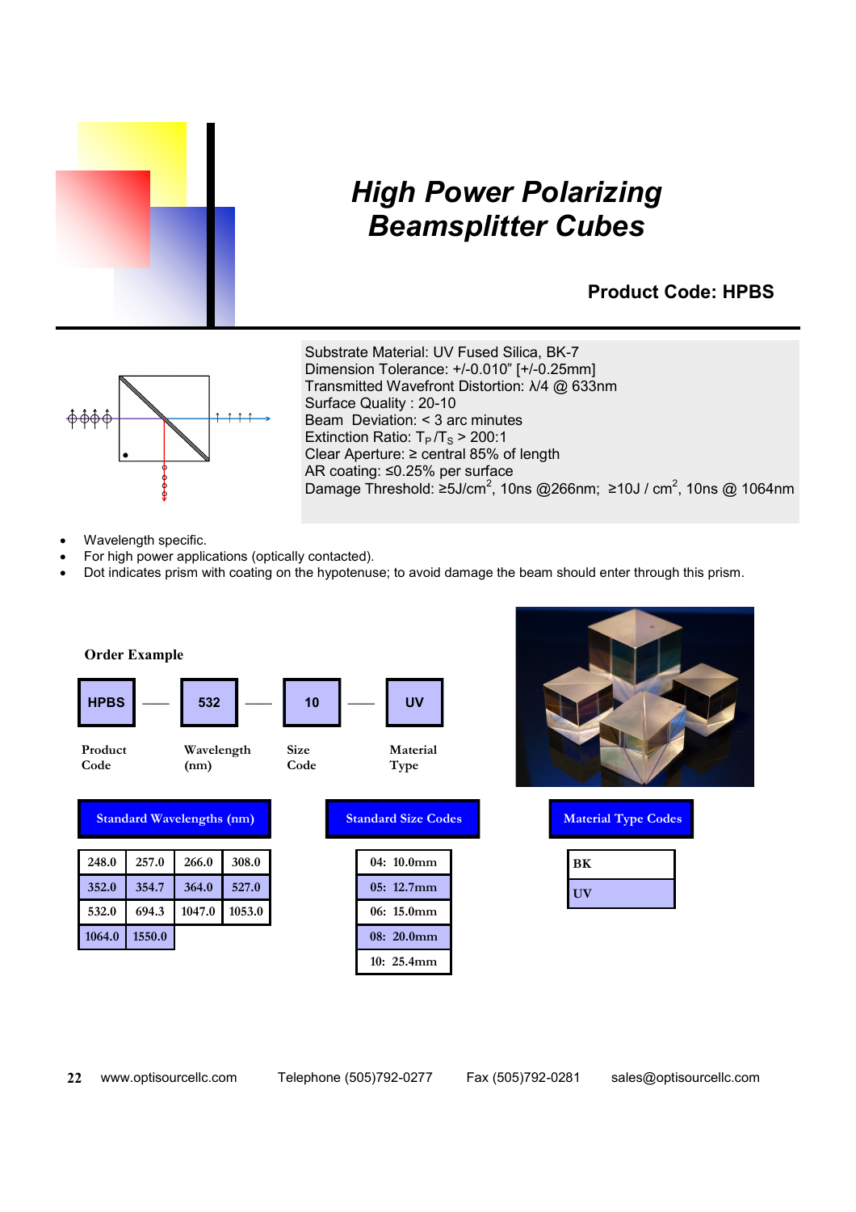# High Power Polarizing Beamsplitter Cubes

## Product Code: HPBS

Substrate Material: UV Fused Silica, BK-7
Dimension Tolerance: +/-0.010” [+/-0.25mm]
Transmitted Wavefront Distortion: λ/4 @ 633nm
Surface Quality : 20-10
Beam Deviation: < 3 arc minutes
Extinction Ratio: $T_P/T_S$ > 200:1
Clear Aperture: ≥ central 85% of length
AR coating: ≤0.25% per surface
Damage Threshold: ≥5J/cm$^2$, 10ns @266nm; ≥10J / cm$^2$, 10ns @ 1064nm

- Wavelength specific.
- For high power applications (optically contacted).
- Dot indicates prism with coating on the hypotenuse; to avoid damage the beam should enter through this prism.

**Order Example**

| HPBS | — | 532 | — | 10 | — | UV |
|---|---|---|---|---|---|---|
| Product Code | | Wavelength (nm) | | Size Code | | Material Type |

**Standard Wavelengths (nm)**

| | | | |
|---|---|---|---|
| 248.0 | 257.0 | 266.0 | 308.0 |
| 352.0 | 354.7 | 364.0 | 527.0 |
| 532.0 | 694.3 | 1047.0 | 1053.0 |
| 1064.0 | 1550.0 | | |

**Standard Size Codes**

| |
|---|
| 04: 10.0mm |
| 05: 12.7mm |
| 06: 15.0mm |
| 08: 20.0mm |
| 10: 25.4mm |

**Material Type Codes**

| |
|---|
| BK |
| UV |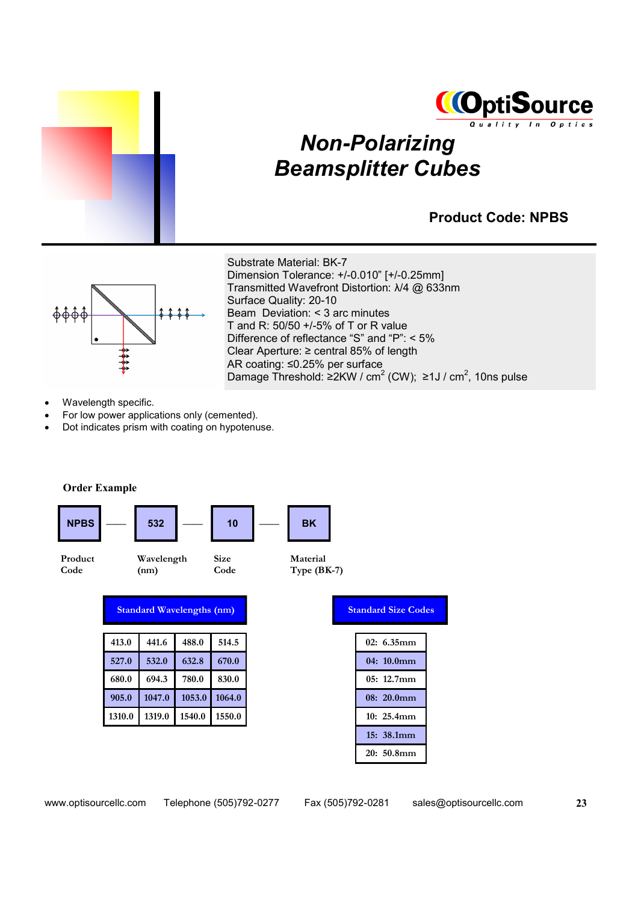OptiSource
Quality In Optics

# Non-Polarizing Beamsplitter Cubes

### Product Code: NPBS

Substrate Material: BK-7
Dimension Tolerance: +/-0.010" [+/-0.25mm]
Transmitted Wavefront Distortion: λ/4 @ 633nm
Surface Quality: 20-10
Beam Deviation: < 3 arc minutes
T and R: 50/50 +/-5% of T or R value
Difference of reflectance "S" and "P": < 5%
Clear Aperture: ≥ central 85% of length
AR coating: ≤0.25% per surface
Damage Threshold: ≥2KW / cm$^2$ (CW); ≥1J / cm$^2$, 10ns pulse

- Wavelength specific.
- For low power applications only (cemented).
- Dot indicates prism with coating on hypotenuse.

**Order Example**

| NPBS | — | 532 | — | 10 | — | BK |
|---|---|---|---|---|---|---|
| Product Code | | Wavelength (nm) | | Size Code | | Material Type (BK-7) |

**Standard Wavelengths (nm)**

| | | | |
|---|---|---|---|
| 413.0 | 441.6 | 488.0 | 514.5 |
| 527.0 | 532.0 | 632.8 | 670.0 |
| 680.0 | 694.3 | 780.0 | 830.0 |
| 905.0 | 1047.0 | 1053.0 | 1064.0 |
| 1310.0 | 1319.0 | 1540.0 | 1550.0 |

**Standard Size Codes**

| |
|---|
| 02: 6.35mm |
| 04: 10.0mm |
| 05: 12.7mm |
| 08: 20.0mm |
| 10: 25.4mm |
| 15: 38.1mm |
| 20: 50.8mm |

www.optisourcellc.com Telephone (505)792-0277 Fax (505)792-0281 sales@optisourcellc.com